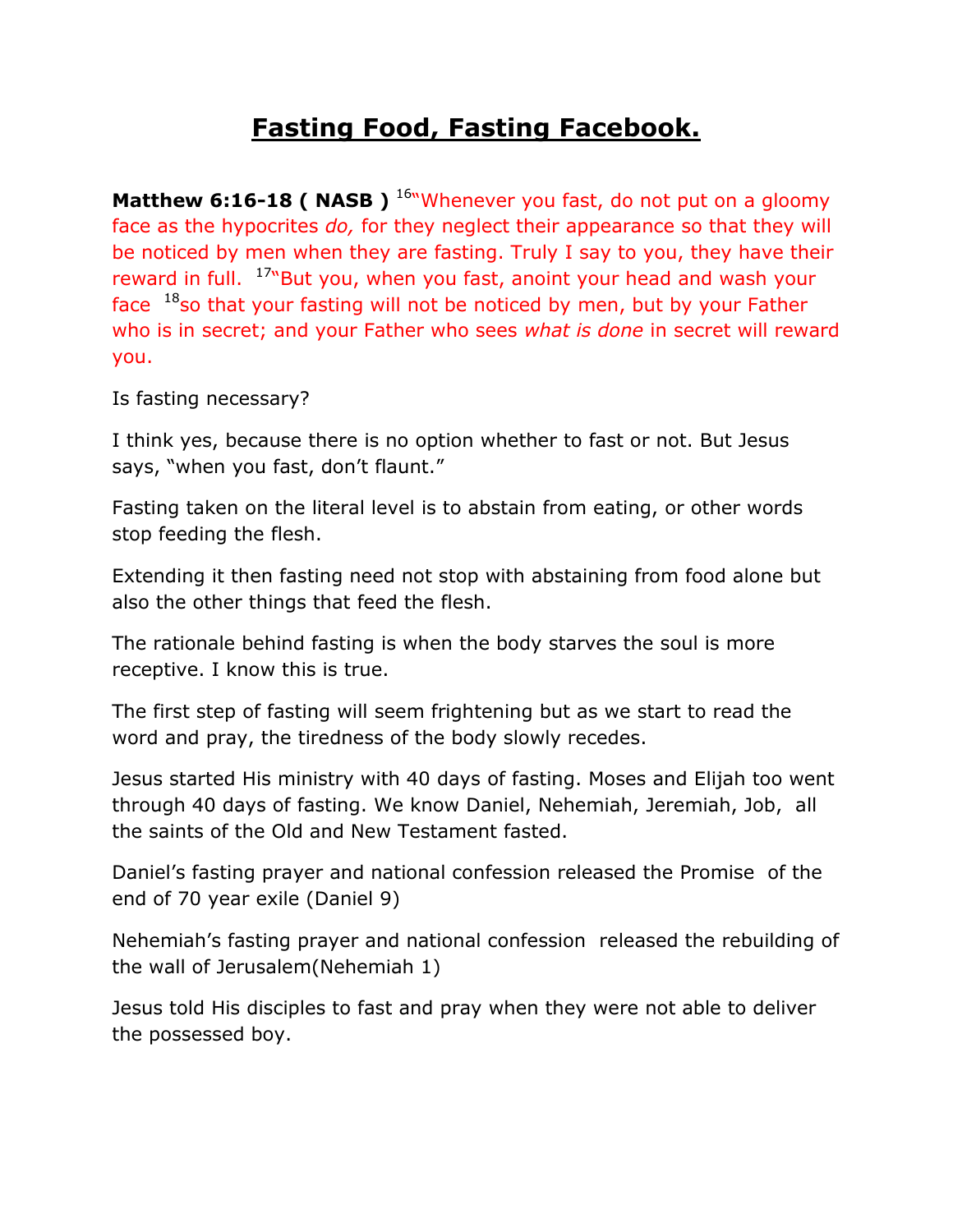# Fasting Food, Fasting Facebook.

**Matthew 6:16-18 ( NASB )** [16]"Whenever you fast, do not put on a gloomy face as the hypocrites *do,* for they neglect their appearance so that they will be noticed by men when they are fasting. Truly I say to you, they have their reward in full. [17]"But you, when you fast, anoint your head and wash your face [18]so that your fasting will not be noticed by men, but by your Father who is in secret; and your Father who sees *what is done* in secret will reward you.

Is fasting necessary?

I think yes, because there is no option whether to fast or not. But Jesus says, "when you fast, don't flaunt."

Fasting taken on the literal level is to abstain from eating, or other words stop feeding the flesh.

Extending it then fasting need not stop with abstaining from food alone but also the other things that feed the flesh.

The rationale behind fasting is when the body starves the soul is more receptive. I know this is true.

The first step of fasting will seem frightening but as we start to read the word and pray, the tiredness of the body slowly recedes.

Jesus started His ministry with 40 days of fasting. Moses and Elijah too went through 40 days of fasting. We know Daniel, Nehemiah, Jeremiah, Job, all the saints of the Old and New Testament fasted.

Daniel's fasting prayer and national confession released the Promise of the end of 70 year exile (Daniel 9)

Nehemiah's fasting prayer and national confession released the rebuilding of the wall of Jerusalem(Nehemiah 1)

Jesus told His disciples to fast and pray when they were not able to deliver the possessed boy.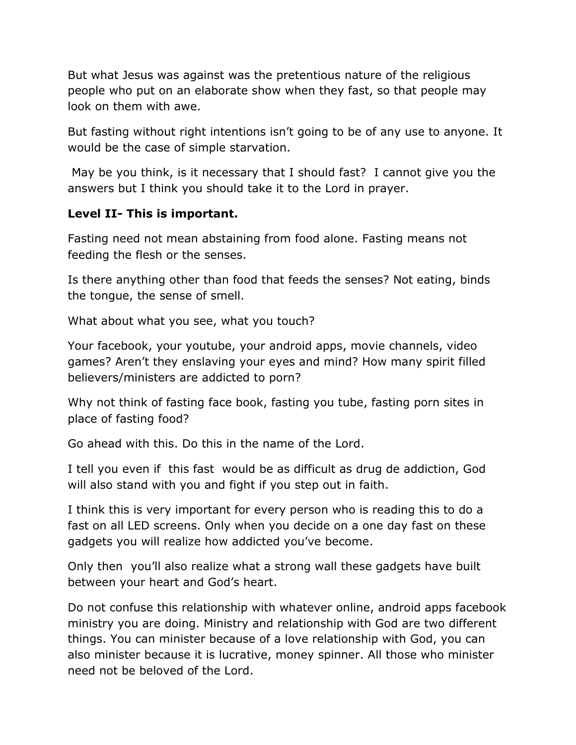But what Jesus was against was the pretentious nature of the religious people who put on an elaborate show when they fast, so that people may look on them with awe.

But fasting without right intentions isn't going to be of any use to anyone. It would be the case of simple starvation.

May be you think, is it necessary that I should fast? I cannot give you the answers but I think you should take it to the Lord in prayer.

**Level II- This is important.**

Fasting need not mean abstaining from food alone. Fasting means not feeding the flesh or the senses.

Is there anything other than food that feeds the senses? Not eating, binds the tongue, the sense of smell.

What about what you see, what you touch?

Your facebook, your youtube, your android apps, movie channels, video games? Aren't they enslaving your eyes and mind? How many spirit filled believers/ministers are addicted to porn?

Why not think of fasting face book, fasting you tube, fasting porn sites in place of fasting food?

Go ahead with this. Do this in the name of the Lord.

I tell you even if this fast would be as difficult as drug de addiction, God will also stand with you and fight if you step out in faith.

I think this is very important for every person who is reading this to do a fast on all LED screens. Only when you decide on a one day fast on these gadgets you will realize how addicted you've become.

Only then you'll also realize what a strong wall these gadgets have built between your heart and God's heart.

Do not confuse this relationship with whatever online, android apps facebook ministry you are doing. Ministry and relationship with God are two different things. You can minister because of a love relationship with God, you can also minister because it is lucrative, money spinner. All those who minister need not be beloved of the Lord.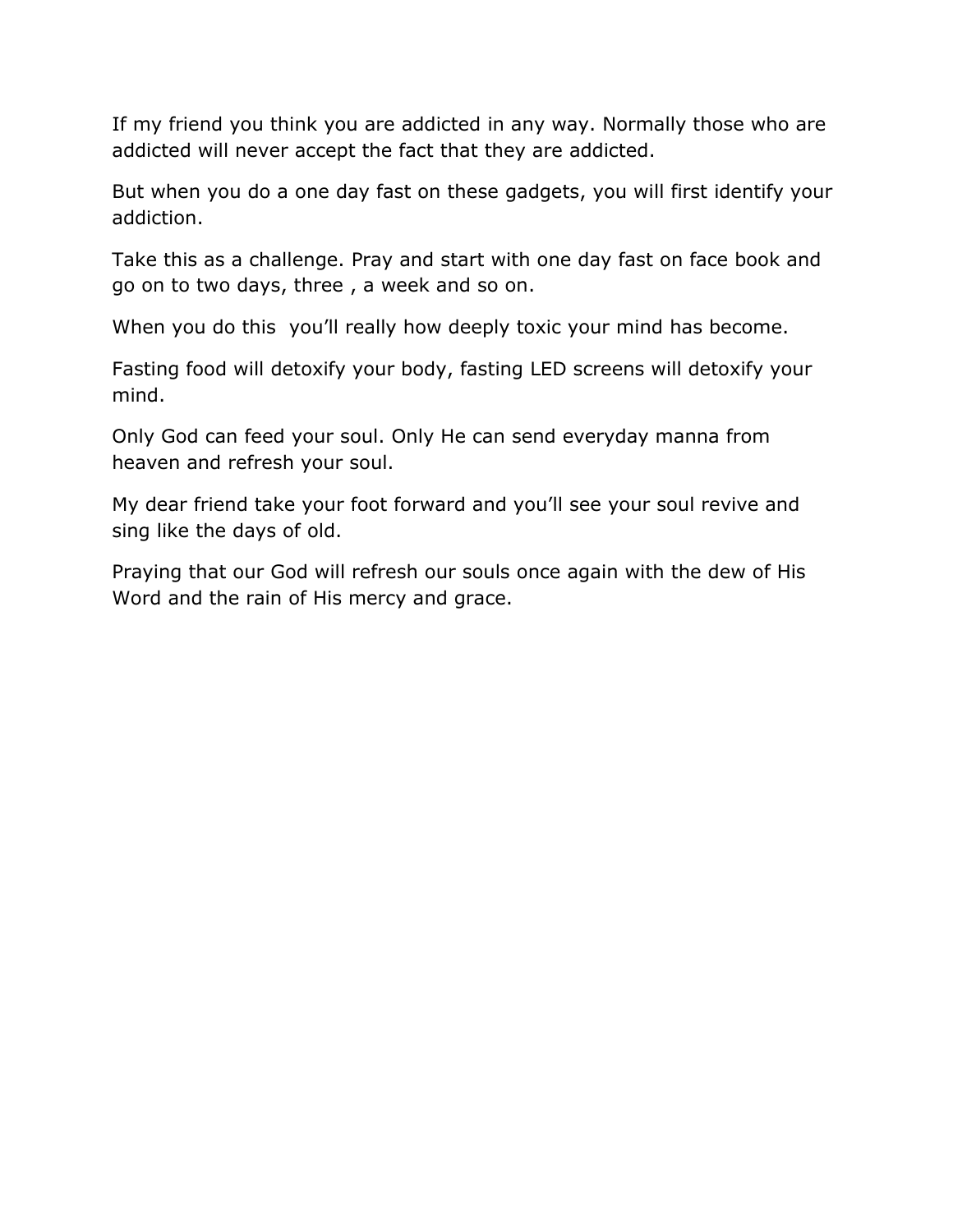If my friend you think you are addicted in any way. Normally those who are addicted will never accept the fact that they are addicted.

But when you do a one day fast on these gadgets, you will first identify your addiction.

Take this as a challenge. Pray and start with one day fast on face book and go on to two days, three , a week and so on.

When you do this  you'll really how deeply toxic your mind has become.

Fasting food will detoxify your body, fasting LED screens will detoxify your mind.

Only God can feed your soul. Only He can send everyday manna from heaven and refresh your soul.

My dear friend take your foot forward and you'll see your soul revive and sing like the days of old.

Praying that our God will refresh our souls once again with the dew of His Word and the rain of His mercy and grace.